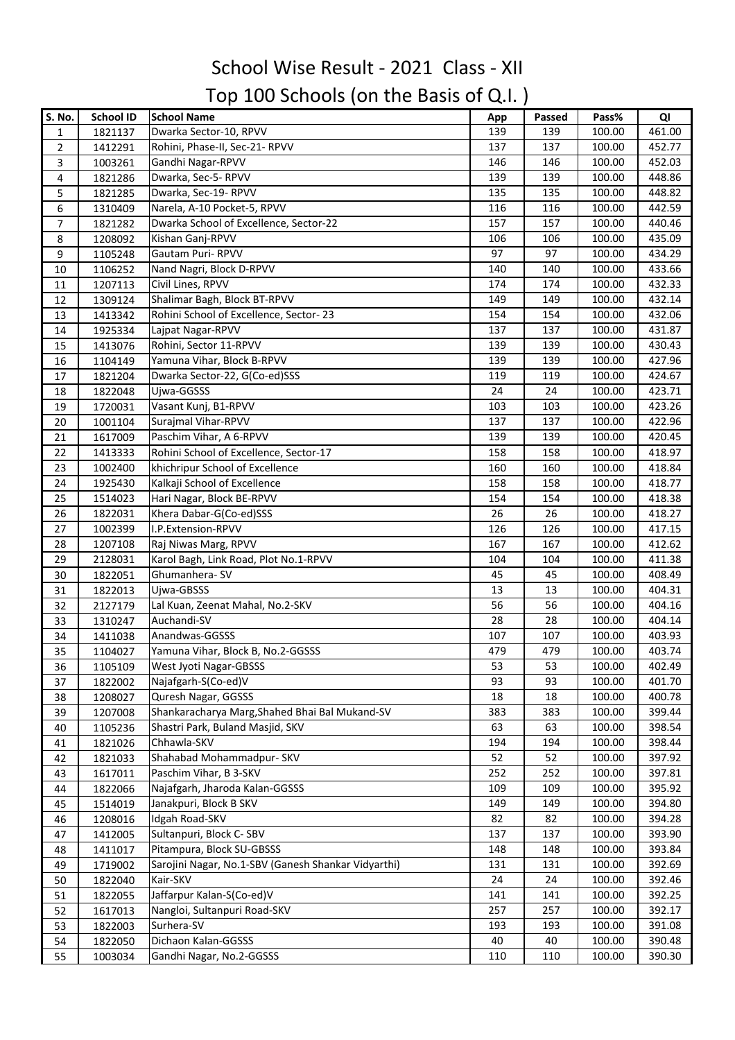# School Wise Result - 2021 Class - XII

## Top 100 Schools (on the Basis of Q.I. )

| S. No. | School ID | School Name | App | Passed | Pass% | QI |
|---|---|---|---|---|---|---|
| 1 | 1821137 | Dwarka Sector-10, RPVV | 139 | 139 | 100.00 | 461.00 |
| 2 | 1412291 | Rohini, Phase-II, Sec-21- RPVV | 137 | 137 | 100.00 | 452.77 |
| 3 | 1003261 | Gandhi Nagar-RPVV | 146 | 146 | 100.00 | 452.03 |
| 4 | 1821286 | Dwarka, Sec-5- RPVV | 139 | 139 | 100.00 | 448.86 |
| 5 | 1821285 | Dwarka, Sec-19- RPVV | 135 | 135 | 100.00 | 448.82 |
| 6 | 1310409 | Narela, A-10 Pocket-5, RPVV | 116 | 116 | 100.00 | 442.59 |
| 7 | 1821282 | Dwarka School of Excellence, Sector-22 | 157 | 157 | 100.00 | 440.46 |
| 8 | 1208092 | Kishan Ganj-RPVV | 106 | 106 | 100.00 | 435.09 |
| 9 | 1105248 | Gautam Puri- RPVV | 97 | 97 | 100.00 | 434.29 |
| 10 | 1106252 | Nand Nagri, Block D-RPVV | 140 | 140 | 100.00 | 433.66 |
| 11 | 1207113 | Civil Lines, RPVV | 174 | 174 | 100.00 | 432.33 |
| 12 | 1309124 | Shalimar Bagh, Block BT-RPVV | 149 | 149 | 100.00 | 432.14 |
| 13 | 1413342 | Rohini School of Excellence, Sector- 23 | 154 | 154 | 100.00 | 432.06 |
| 14 | 1925334 | Lajpat Nagar-RPVV | 137 | 137 | 100.00 | 431.87 |
| 15 | 1413076 | Rohini, Sector 11-RPVV | 139 | 139 | 100.00 | 430.43 |
| 16 | 1104149 | Yamuna Vihar, Block B-RPVV | 139 | 139 | 100.00 | 427.96 |
| 17 | 1821204 | Dwarka Sector-22, G(Co-ed)SSS | 119 | 119 | 100.00 | 424.67 |
| 18 | 1822048 | Ujwa-GGSSS | 24 | 24 | 100.00 | 423.71 |
| 19 | 1720031 | Vasant Kunj, B1-RPVV | 103 | 103 | 100.00 | 423.26 |
| 20 | 1001104 | Surajmal Vihar-RPVV | 137 | 137 | 100.00 | 422.96 |
| 21 | 1617009 | Paschim Vihar, A 6-RPVV | 139 | 139 | 100.00 | 420.45 |
| 22 | 1413333 | Rohini School of Excellence, Sector-17 | 158 | 158 | 100.00 | 418.97 |
| 23 | 1002400 | khichripur School of Excellence | 160 | 160 | 100.00 | 418.84 |
| 24 | 1925430 | Kalkaji School of Excellence | 158 | 158 | 100.00 | 418.77 |
| 25 | 1514023 | Hari Nagar, Block BE-RPVV | 154 | 154 | 100.00 | 418.38 |
| 26 | 1822031 | Khera Dabar-G(Co-ed)SSS | 26 | 26 | 100.00 | 418.27 |
| 27 | 1002399 | I.P.Extension-RPVV | 126 | 126 | 100.00 | 417.15 |
| 28 | 1207108 | Raj Niwas Marg, RPVV | 167 | 167 | 100.00 | 412.62 |
| 29 | 2128031 | Karol Bagh, Link Road, Plot No.1-RPVV | 104 | 104 | 100.00 | 411.38 |
| 30 | 1822051 | Ghumanhera- SV | 45 | 45 | 100.00 | 408.49 |
| 31 | 1822013 | Ujwa-GBSSS | 13 | 13 | 100.00 | 404.31 |
| 32 | 2127179 | Lal Kuan, Zeenat Mahal, No.2-SKV | 56 | 56 | 100.00 | 404.16 |
| 33 | 1310247 | Auchandi-SV | 28 | 28 | 100.00 | 404.14 |
| 34 | 1411038 | Anandwas-GGSSS | 107 | 107 | 100.00 | 403.93 |
| 35 | 1104027 | Yamuna Vihar, Block B, No.2-GGSSS | 479 | 479 | 100.00 | 403.74 |
| 36 | 1105109 | West Jyoti Nagar-GBSSS | 53 | 53 | 100.00 | 402.49 |
| 37 | 1822002 | Najafgarh-S(Co-ed)V | 93 | 93 | 100.00 | 401.70 |
| 38 | 1208027 | Quresh Nagar, GGSSS | 18 | 18 | 100.00 | 400.78 |
| 39 | 1207008 | Shankaracharya Marg,Shahed Bhai Bal Mukand-SV | 383 | 383 | 100.00 | 399.44 |
| 40 | 1105236 | Shastri Park, Buland Masjid, SKV | 63 | 63 | 100.00 | 398.54 |
| 41 | 1821026 | Chhawla-SKV | 194 | 194 | 100.00 | 398.44 |
| 42 | 1821033 | Shahabad Mohammadpur- SKV | 52 | 52 | 100.00 | 397.92 |
| 43 | 1617011 | Paschim Vihar, B 3-SKV | 252 | 252 | 100.00 | 397.81 |
| 44 | 1822066 | Najafgarh, Jharoda Kalan-GGSSS | 109 | 109 | 100.00 | 395.92 |
| 45 | 1514019 | Janakpuri, Block B SKV | 149 | 149 | 100.00 | 394.80 |
| 46 | 1208016 | Idgah Road-SKV | 82 | 82 | 100.00 | 394.28 |
| 47 | 1412005 | Sultanpuri, Block C- SBV | 137 | 137 | 100.00 | 393.90 |
| 48 | 1411017 | Pitampura, Block SU-GBSSS | 148 | 148 | 100.00 | 393.84 |
| 49 | 1719002 | Sarojini Nagar, No.1-SBV (Ganesh Shankar Vidyarthi) | 131 | 131 | 100.00 | 392.69 |
| 50 | 1822040 | Kair-SKV | 24 | 24 | 100.00 | 392.46 |
| 51 | 1822055 | Jaffarpur Kalan-S(Co-ed)V | 141 | 141 | 100.00 | 392.25 |
| 52 | 1617013 | Nangloi, Sultanpuri Road-SKV | 257 | 257 | 100.00 | 392.17 |
| 53 | 1822003 | Surhera-SV | 193 | 193 | 100.00 | 391.08 |
| 54 | 1822050 | Dichaon Kalan-GGSSS | 40 | 40 | 100.00 | 390.48 |
| 55 | 1003034 | Gandhi Nagar, No.2-GGSSS | 110 | 110 | 100.00 | 390.30 |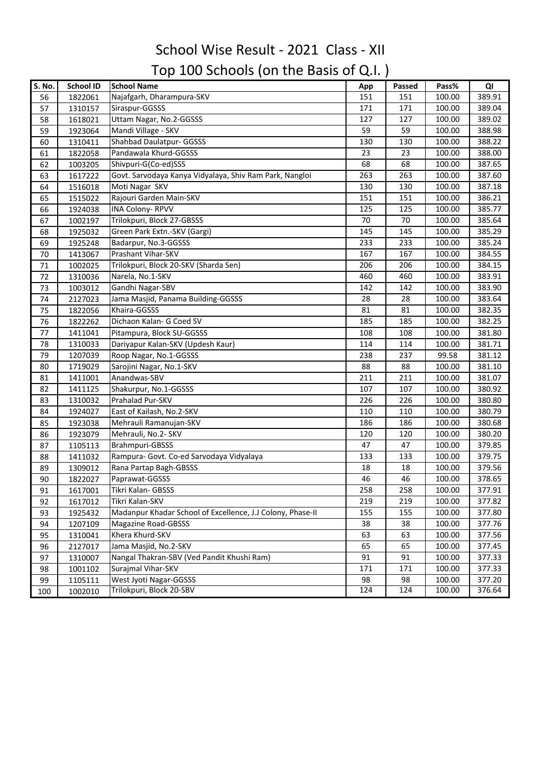# School Wise Result - 2021 Class - XII

## Top 100 Schools (on the Basis of Q.I. )

| S. No. | School ID | School Name | App | Passed | Pass% | QI |
|---|---|---|---|---|---|---|
| 56 | 1822061 | Najafgarh, Dharampura-SKV | 151 | 151 | 100.00 | 389.91 |
| 57 | 1310157 | Siraspur-GGSSS | 171 | 171 | 100.00 | 389.04 |
| 58 | 1618021 | Uttam Nagar, No.2-GGSSS | 127 | 127 | 100.00 | 389.02 |
| 59 | 1923064 | Mandi Village - SKV | 59 | 59 | 100.00 | 388.98 |
| 60 | 1310411 | Shahbad Daulatpur- GGSSS | 130 | 130 | 100.00 | 388.22 |
| 61 | 1822058 | Pandawala Khurd-GGSSS | 23 | 23 | 100.00 | 388.00 |
| 62 | 1003205 | Shivpuri-G(Co-ed)SSS | 68 | 68 | 100.00 | 387.65 |
| 63 | 1617222 | Govt. Sarvodaya Kanya Vidyalaya, Shiv Ram Park, Nangloi | 263 | 263 | 100.00 | 387.60 |
| 64 | 1516018 | Moti Nagar SKV | 130 | 130 | 100.00 | 387.18 |
| 65 | 1515022 | Rajouri Garden Main-SKV | 151 | 151 | 100.00 | 386.21 |
| 66 | 1924038 | INA Colony- RPVV | 125 | 125 | 100.00 | 385.77 |
| 67 | 1002197 | Trilokpuri, Block 27-GBSSS | 70 | 70 | 100.00 | 385.64 |
| 68 | 1925032 | Green Park Extn.-SKV (Gargi) | 145 | 145 | 100.00 | 385.29 |
| 69 | 1925248 | Badarpur, No.3-GGSSS | 233 | 233 | 100.00 | 385.24 |
| 70 | 1413067 | Prashant Vihar-SKV | 167 | 167 | 100.00 | 384.55 |
| 71 | 1002025 | Trilokpuri, Block 20-SKV (Sharda Sen) | 206 | 206 | 100.00 | 384.15 |
| 72 | 1310036 | Narela, No.1-SKV | 460 | 460 | 100.00 | 383.91 |
| 73 | 1003012 | Gandhi Nagar-SBV | 142 | 142 | 100.00 | 383.90 |
| 74 | 2127023 | Jama Masjid, Panama Building-GGSSS | 28 | 28 | 100.00 | 383.64 |
| 75 | 1822056 | Khaira-GGSSS | 81 | 81 | 100.00 | 382.35 |
| 76 | 1822262 | Dichaon Kalan- G Coed SV | 185 | 185 | 100.00 | 382.25 |
| 77 | 1411041 | Pitampura, Block SU-GGSSS | 108 | 108 | 100.00 | 381.80 |
| 78 | 1310033 | Dariyapur Kalan-SKV (Updesh Kaur) | 114 | 114 | 100.00 | 381.71 |
| 79 | 1207039 | Roop Nagar, No.1-GGSSS | 238 | 237 | 99.58 | 381.12 |
| 80 | 1719029 | Sarojini Nagar, No.1-SKV | 88 | 88 | 100.00 | 381.10 |
| 81 | 1411001 | Anandwas-SBV | 211 | 211 | 100.00 | 381.07 |
| 82 | 1411125 | Shakurpur, No.1-GGSSS | 107 | 107 | 100.00 | 380.92 |
| 83 | 1310032 | Prahalad Pur-SKV | 226 | 226 | 100.00 | 380.80 |
| 84 | 1924027 | East of Kailash, No.2-SKV | 110 | 110 | 100.00 | 380.79 |
| 85 | 1923038 | Mehrauli Ramanujan-SKV | 186 | 186 | 100.00 | 380.68 |
| 86 | 1923079 | Mehrauli, No.2- SKV | 120 | 120 | 100.00 | 380.20 |
| 87 | 1105113 | Brahmpuri-GBSSS | 47 | 47 | 100.00 | 379.85 |
| 88 | 1411032 | Rampura- Govt. Co-ed Sarvodaya Vidyalaya | 133 | 133 | 100.00 | 379.75 |
| 89 | 1309012 | Rana Partap Bagh-GBSSS | 18 | 18 | 100.00 | 379.56 |
| 90 | 1822027 | Paprawat-GGSSS | 46 | 46 | 100.00 | 378.65 |
| 91 | 1617001 | Tikri Kalan- GBSSS | 258 | 258 | 100.00 | 377.91 |
| 92 | 1617012 | Tikri Kalan-SKV | 219 | 219 | 100.00 | 377.82 |
| 93 | 1925432 | Madanpur Khadar School of Excellence, J.J Colony, Phase-II | 155 | 155 | 100.00 | 377.80 |
| 94 | 1207109 | Magazine Road-GBSSS | 38 | 38 | 100.00 | 377.76 |
| 95 | 1310041 | Khera Khurd-SKV | 63 | 63 | 100.00 | 377.56 |
| 96 | 2127017 | Jama Masjid, No.2-SKV | 65 | 65 | 100.00 | 377.45 |
| 97 | 1310007 | Nangal Thakran-SBV (Ved Pandit Khushi Ram) | 91 | 91 | 100.00 | 377.33 |
| 98 | 1001102 | Surajmal Vihar-SKV | 171 | 171 | 100.00 | 377.33 |
| 99 | 1105111 | West Jyoti Nagar-GGSSS | 98 | 98 | 100.00 | 377.20 |
| 100 | 1002010 | Trilokpuri, Block 20-SBV | 124 | 124 | 100.00 | 376.64 |